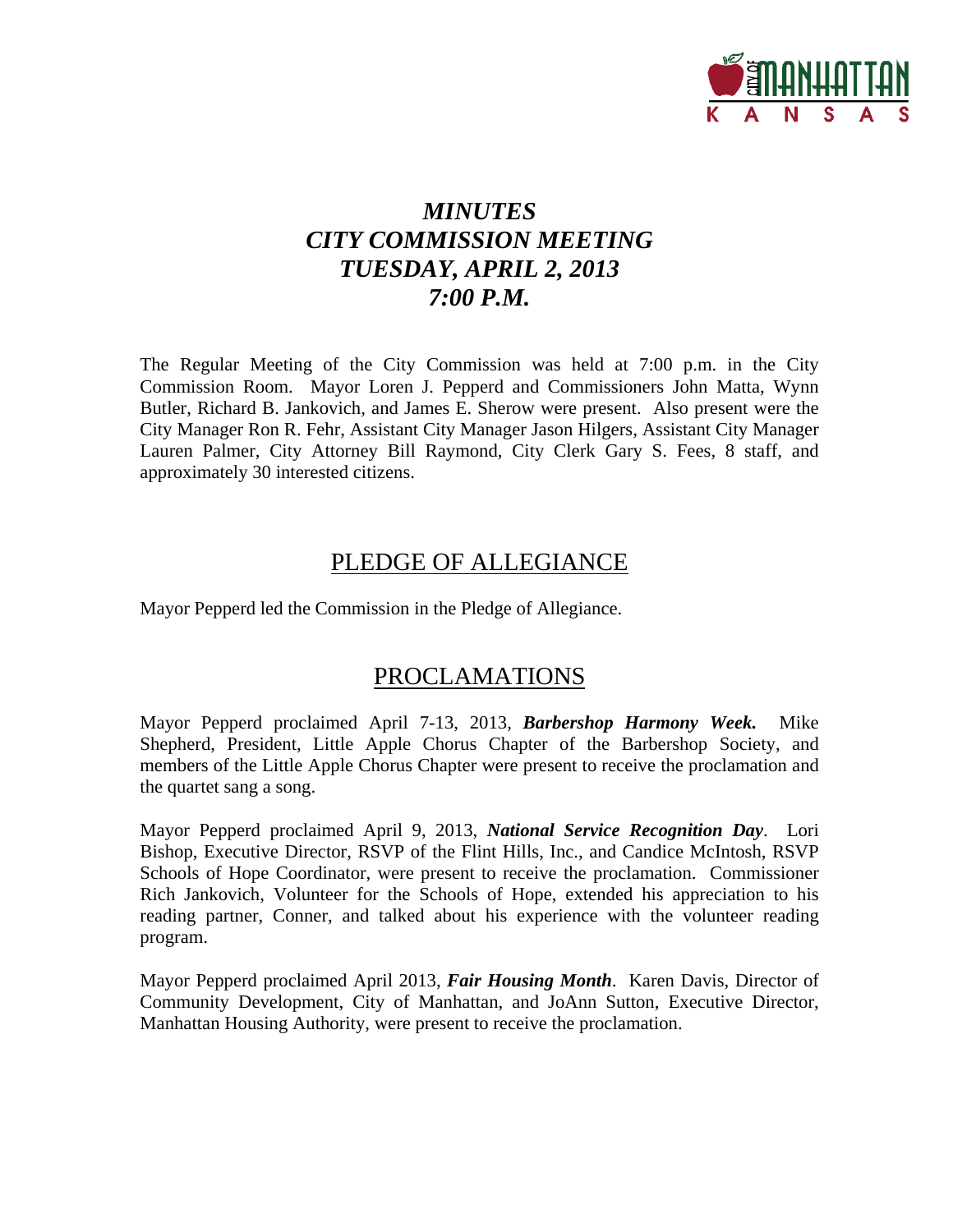# *MINUTES*
# *CITY COMMISSION MEETING*
# *TUESDAY, APRIL 2, 2013*
# *7:00 P.M.*

The Regular Meeting of the City Commission was held at 7:00 p.m. in the City Commission Room. Mayor Loren J. Pepperd and Commissioners John Matta, Wynn Butler, Richard B. Jankovich, and James E. Sherow were present. Also present were the City Manager Ron R. Fehr, Assistant City Manager Jason Hilgers, Assistant City Manager Lauren Palmer, City Attorney Bill Raymond, City Clerk Gary S. Fees, 8 staff, and approximately 30 interested citizens.

## PLEDGE OF ALLEGIANCE

Mayor Pepperd led the Commission in the Pledge of Allegiance.

## PROCLAMATIONS

Mayor Pepperd proclaimed April 7-13, 2013, ***Barbershop Harmony Week.*** Mike Shepherd, President, Little Apple Chorus Chapter of the Barbershop Society, and members of the Little Apple Chorus Chapter were present to receive the proclamation and the quartet sang a song.

Mayor Pepperd proclaimed April 9, 2013, ***National Service Recognition Day***. Lori Bishop, Executive Director, RSVP of the Flint Hills, Inc., and Candice McIntosh, RSVP Schools of Hope Coordinator, were present to receive the proclamation. Commissioner Rich Jankovich, Volunteer for the Schools of Hope, extended his appreciation to his reading partner, Conner, and talked about his experience with the volunteer reading program.

Mayor Pepperd proclaimed April 2013, ***Fair Housing Month***. Karen Davis, Director of Community Development, City of Manhattan, and JoAnn Sutton, Executive Director, Manhattan Housing Authority, were present to receive the proclamation.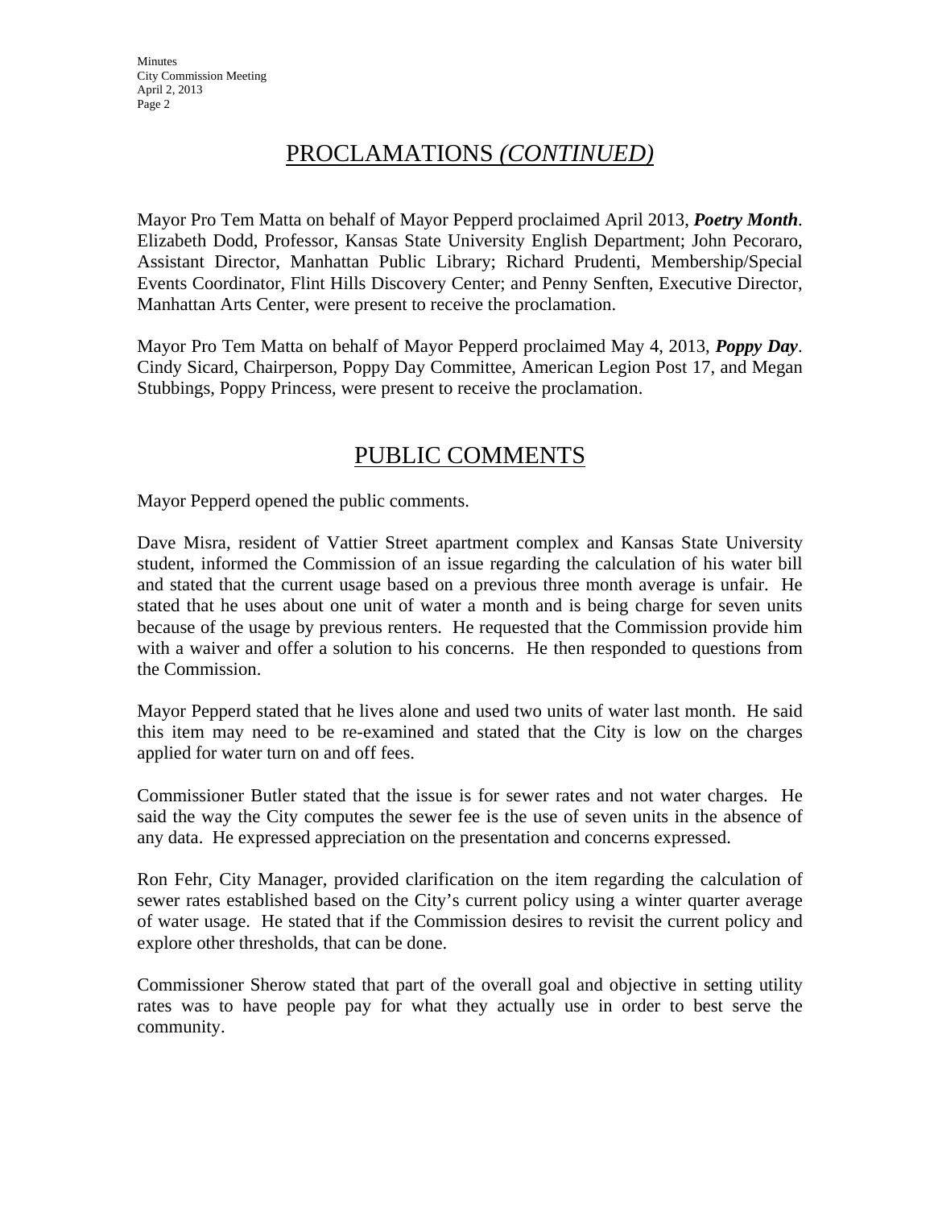## PROCLAMATIONS *(CONTINUED)*

Mayor Pro Tem Matta on behalf of Mayor Pepperd proclaimed April 2013, ***Poetry Month***. Elizabeth Dodd, Professor, Kansas State University English Department; John Pecoraro, Assistant Director, Manhattan Public Library; Richard Prudenti, Membership/Special Events Coordinator, Flint Hills Discovery Center; and Penny Senften, Executive Director, Manhattan Arts Center, were present to receive the proclamation.

Mayor Pro Tem Matta on behalf of Mayor Pepperd proclaimed May 4, 2013, ***Poppy Day***. Cindy Sicard, Chairperson, Poppy Day Committee, American Legion Post 17, and Megan Stubbings, Poppy Princess, were present to receive the proclamation.

## PUBLIC COMMENTS

Mayor Pepperd opened the public comments.

Dave Misra, resident of Vattier Street apartment complex and Kansas State University student, informed the Commission of an issue regarding the calculation of his water bill and stated that the current usage based on a previous three month average is unfair. He stated that he uses about one unit of water a month and is being charge for seven units because of the usage by previous renters. He requested that the Commission provide him with a waiver and offer a solution to his concerns. He then responded to questions from the Commission.

Mayor Pepperd stated that he lives alone and used two units of water last month. He said this item may need to be re-examined and stated that the City is low on the charges applied for water turn on and off fees.

Commissioner Butler stated that the issue is for sewer rates and not water charges. He said the way the City computes the sewer fee is the use of seven units in the absence of any data. He expressed appreciation on the presentation and concerns expressed.

Ron Fehr, City Manager, provided clarification on the item regarding the calculation of sewer rates established based on the City's current policy using a winter quarter average of water usage. He stated that if the Commission desires to revisit the current policy and explore other thresholds, that can be done.

Commissioner Sherow stated that part of the overall goal and objective in setting utility rates was to have people pay for what they actually use in order to best serve the community.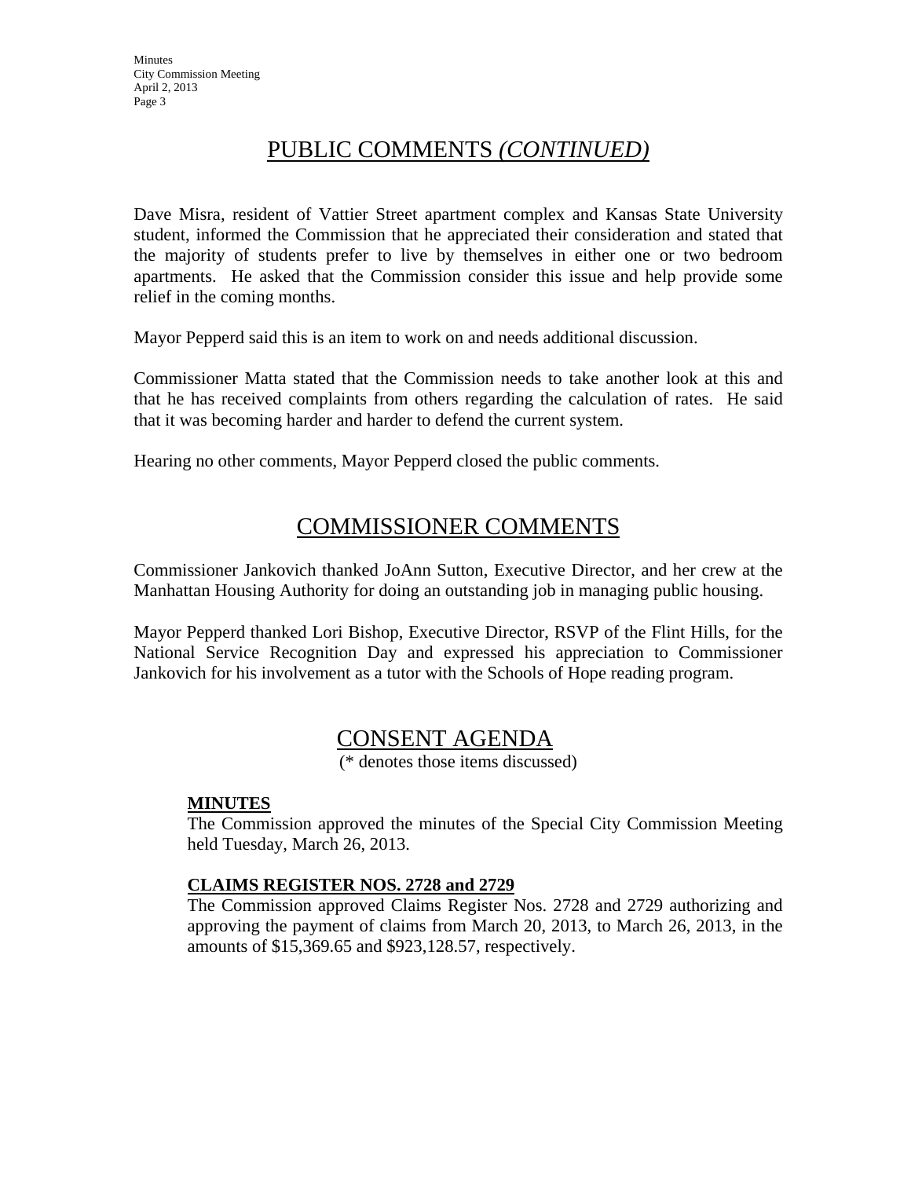## PUBLIC COMMENTS *(CONTINUED)*

Dave Misra, resident of Vattier Street apartment complex and Kansas State University student, informed the Commission that he appreciated their consideration and stated that the majority of students prefer to live by themselves in either one or two bedroom apartments. He asked that the Commission consider this issue and help provide some relief in the coming months.

Mayor Pepperd said this is an item to work on and needs additional discussion.

Commissioner Matta stated that the Commission needs to take another look at this and that he has received complaints from others regarding the calculation of rates. He said that it was becoming harder and harder to defend the current system.

Hearing no other comments, Mayor Pepperd closed the public comments.

## COMMISSIONER COMMENTS

Commissioner Jankovich thanked JoAnn Sutton, Executive Director, and her crew at the Manhattan Housing Authority for doing an outstanding job in managing public housing.

Mayor Pepperd thanked Lori Bishop, Executive Director, RSVP of the Flint Hills, for the National Service Recognition Day and expressed his appreciation to Commissioner Jankovich for his involvement as a tutor with the Schools of Hope reading program.

## CONSENT AGENDA

(* denotes those items discussed)

**MINUTES**

The Commission approved the minutes of the Special City Commission Meeting held Tuesday, March 26, 2013.

**CLAIMS REGISTER NOS. 2728 and 2729**

The Commission approved Claims Register Nos. 2728 and 2729 authorizing and approving the payment of claims from March 20, 2013, to March 26, 2013, in the amounts of $15,369.65 and $923,128.57, respectively.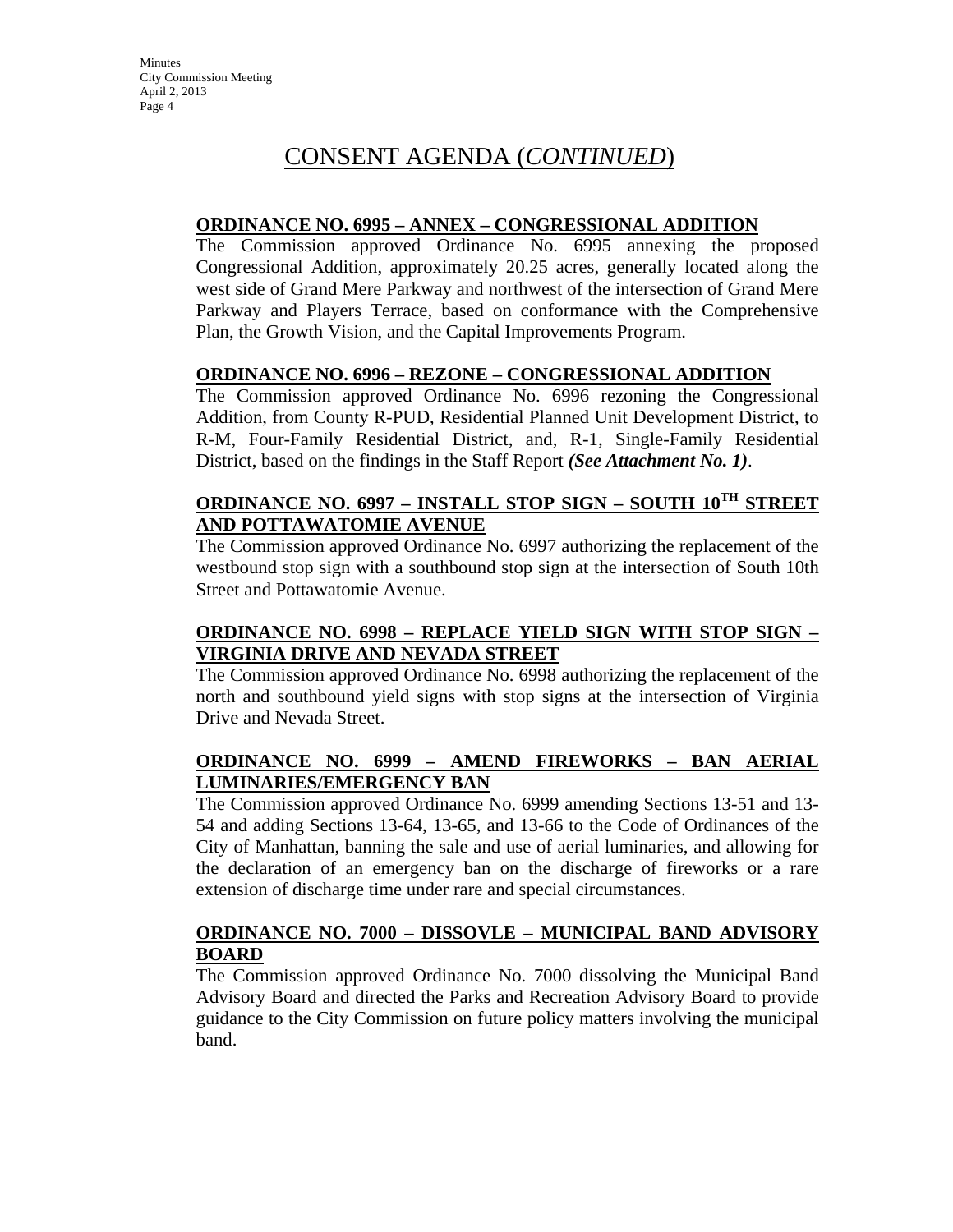# CONSENT AGENDA (*CONTINUED*)

**ORDINANCE NO. 6995 – ANNEX – CONGRESSIONAL ADDITION**

The Commission approved Ordinance No. 6995 annexing the proposed Congressional Addition, approximately 20.25 acres, generally located along the west side of Grand Mere Parkway and northwest of the intersection of Grand Mere Parkway and Players Terrace, based on conformance with the Comprehensive Plan, the Growth Vision, and the Capital Improvements Program.

**ORDINANCE NO. 6996 – REZONE – CONGRESSIONAL ADDITION**

The Commission approved Ordinance No. 6996 rezoning the Congressional Addition, from County R-PUD, Residential Planned Unit Development District, to R-M, Four-Family Residential District, and, R-1, Single-Family Residential District, based on the findings in the Staff Report ***(See Attachment No. 1)***.

**ORDINANCE NO. 6997 – INSTALL STOP SIGN – SOUTH 10TH STREET AND POTTAWATOMIE AVENUE**

The Commission approved Ordinance No. 6997 authorizing the replacement of the westbound stop sign with a southbound stop sign at the intersection of South 10th Street and Pottawatomie Avenue.

**ORDINANCE NO. 6998 – REPLACE YIELD SIGN WITH STOP SIGN – VIRGINIA DRIVE AND NEVADA STREET**

The Commission approved Ordinance No. 6998 authorizing the replacement of the north and southbound yield signs with stop signs at the intersection of Virginia Drive and Nevada Street.

**ORDINANCE NO. 6999 – AMEND FIREWORKS – BAN AERIAL LUMINARIES/EMERGENCY BAN**

The Commission approved Ordinance No. 6999 amending Sections 13-51 and 13-54 and adding Sections 13-64, 13-65, and 13-66 to the Code of Ordinances of the City of Manhattan, banning the sale and use of aerial luminaries, and allowing for the declaration of an emergency ban on the discharge of fireworks or a rare extension of discharge time under rare and special circumstances.

**ORDINANCE NO. 7000 – DISSOVLE – MUNICIPAL BAND ADVISORY BOARD**

The Commission approved Ordinance No. 7000 dissolving the Municipal Band Advisory Board and directed the Parks and Recreation Advisory Board to provide guidance to the City Commission on future policy matters involving the municipal band.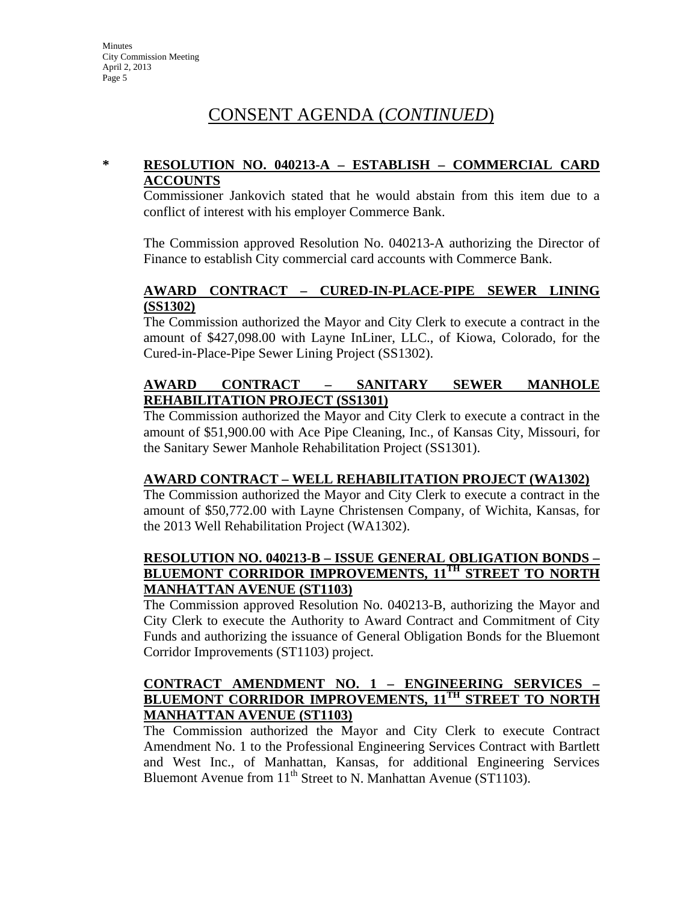# CONSENT AGENDA (*CONTINUED*)

\* **RESOLUTION NO. 040213-A – ESTABLISH – COMMERCIAL CARD ACCOUNTS**

Commissioner Jankovich stated that he would abstain from this item due to a conflict of interest with his employer Commerce Bank.

The Commission approved Resolution No. 040213-A authorizing the Director of Finance to establish City commercial card accounts with Commerce Bank.

**AWARD CONTRACT – CURED-IN-PLACE-PIPE SEWER LINING (SS1302)**

The Commission authorized the Mayor and City Clerk to execute a contract in the amount of $427,098.00 with Layne InLiner, LLC., of Kiowa, Colorado, for the Cured-in-Place-Pipe Sewer Lining Project (SS1302).

**AWARD CONTRACT – SANITARY SEWER MANHOLE REHABILITATION PROJECT (SS1301)**

The Commission authorized the Mayor and City Clerk to execute a contract in the amount of $51,900.00 with Ace Pipe Cleaning, Inc., of Kansas City, Missouri, for the Sanitary Sewer Manhole Rehabilitation Project (SS1301).

**AWARD CONTRACT – WELL REHABILITATION PROJECT (WA1302)**

The Commission authorized the Mayor and City Clerk to execute a contract in the amount of $50,772.00 with Layne Christensen Company, of Wichita, Kansas, for the 2013 Well Rehabilitation Project (WA1302).

**RESOLUTION NO. 040213-B – ISSUE GENERAL OBLIGATION BONDS – BLUEMONT CORRIDOR IMPROVEMENTS, 11TH STREET TO NORTH MANHATTAN AVENUE (ST1103)**

The Commission approved Resolution No. 040213-B, authorizing the Mayor and City Clerk to execute the Authority to Award Contract and Commitment of City Funds and authorizing the issuance of General Obligation Bonds for the Bluemont Corridor Improvements (ST1103) project.

**CONTRACT AMENDMENT NO. 1 – ENGINEERING SERVICES – BLUEMONT CORRIDOR IMPROVEMENTS, 11TH STREET TO NORTH MANHATTAN AVENUE (ST1103)**

The Commission authorized the Mayor and City Clerk to execute Contract Amendment No. 1 to the Professional Engineering Services Contract with Bartlett and West Inc., of Manhattan, Kansas, for additional Engineering Services Bluemont Avenue from 11th Street to N. Manhattan Avenue (ST1103).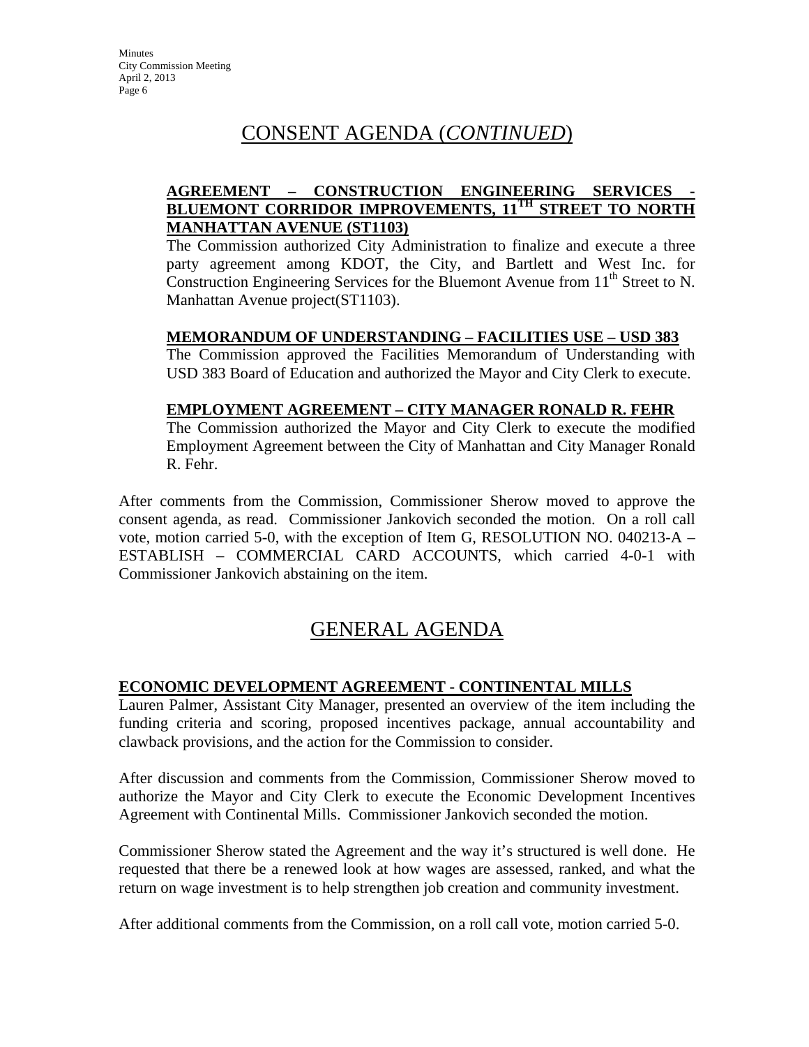## CONSENT AGENDA (*CONTINUED*)

**AGREEMENT – CONSTRUCTION ENGINEERING SERVICES - BLUEMONT CORRIDOR IMPROVEMENTS, 11TH STREET TO NORTH MANHATTAN AVENUE (ST1103)**

The Commission authorized City Administration to finalize and execute a three party agreement among KDOT, the City, and Bartlett and West Inc. for Construction Engineering Services for the Bluemont Avenue from 11th Street to N. Manhattan Avenue project(ST1103).

**MEMORANDUM OF UNDERSTANDING – FACILITIES USE – USD 383**

The Commission approved the Facilities Memorandum of Understanding with USD 383 Board of Education and authorized the Mayor and City Clerk to execute.

**EMPLOYMENT AGREEMENT – CITY MANAGER RONALD R. FEHR**

The Commission authorized the Mayor and City Clerk to execute the modified Employment Agreement between the City of Manhattan and City Manager Ronald R. Fehr.

After comments from the Commission, Commissioner Sherow moved to approve the consent agenda, as read. Commissioner Jankovich seconded the motion. On a roll call vote, motion carried 5-0, with the exception of Item G, RESOLUTION NO. 040213-A – ESTABLISH – COMMERCIAL CARD ACCOUNTS, which carried 4-0-1 with Commissioner Jankovich abstaining on the item.

## GENERAL AGENDA

**ECONOMIC DEVELOPMENT AGREEMENT - CONTINENTAL MILLS**

Lauren Palmer, Assistant City Manager, presented an overview of the item including the funding criteria and scoring, proposed incentives package, annual accountability and clawback provisions, and the action for the Commission to consider.

After discussion and comments from the Commission, Commissioner Sherow moved to authorize the Mayor and City Clerk to execute the Economic Development Incentives Agreement with Continental Mills. Commissioner Jankovich seconded the motion.

Commissioner Sherow stated the Agreement and the way it's structured is well done. He requested that there be a renewed look at how wages are assessed, ranked, and what the return on wage investment is to help strengthen job creation and community investment.

After additional comments from the Commission, on a roll call vote, motion carried 5-0.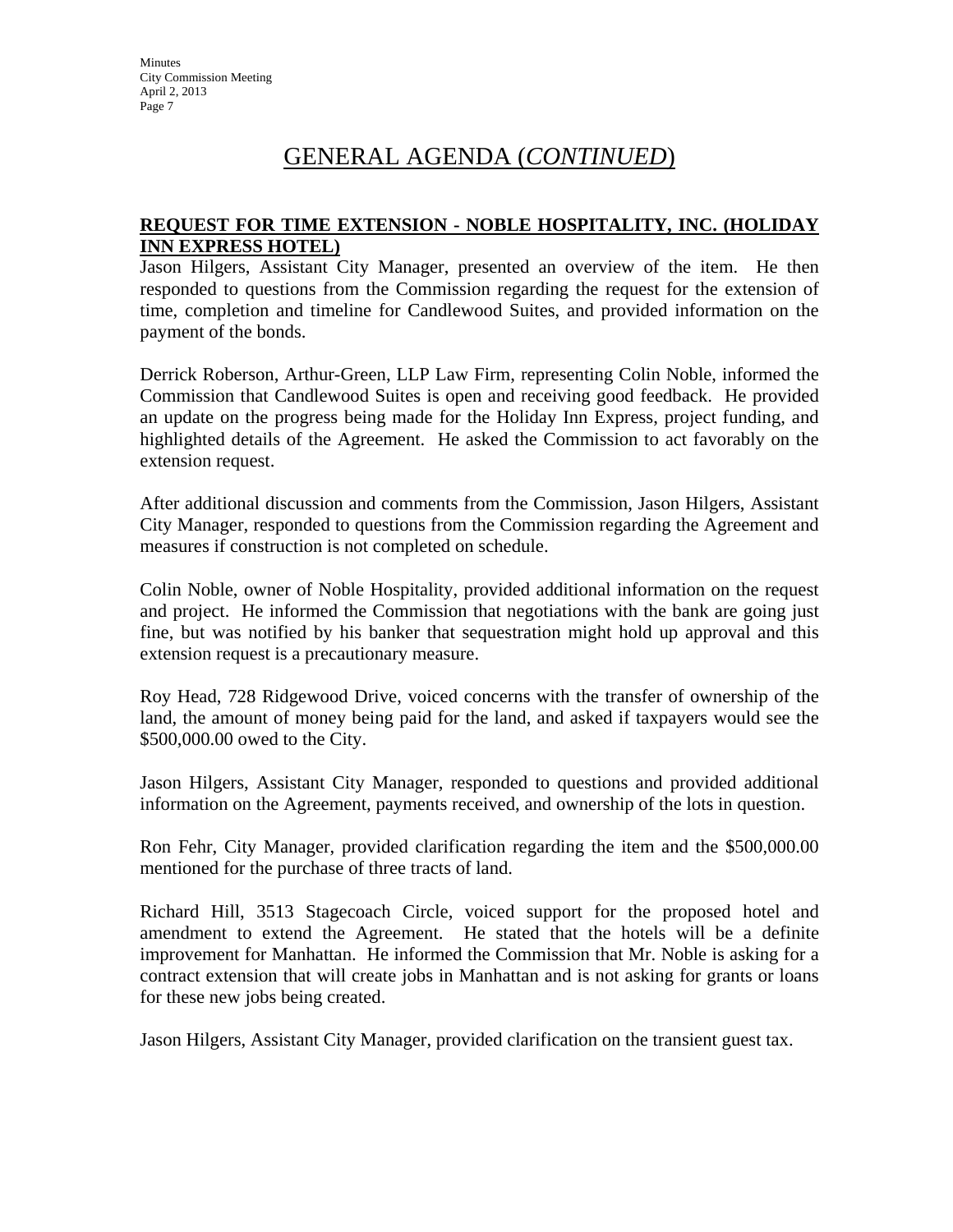## GENERAL AGENDA (*CONTINUED*)

### REQUEST FOR TIME EXTENSION - NOBLE HOSPITALITY, INC. (HOLIDAY INN EXPRESS HOTEL)

Jason Hilgers, Assistant City Manager, presented an overview of the item. He then responded to questions from the Commission regarding the request for the extension of time, completion and timeline for Candlewood Suites, and provided information on the payment of the bonds.

Derrick Roberson, Arthur-Green, LLP Law Firm, representing Colin Noble, informed the Commission that Candlewood Suites is open and receiving good feedback. He provided an update on the progress being made for the Holiday Inn Express, project funding, and highlighted details of the Agreement. He asked the Commission to act favorably on the extension request.

After additional discussion and comments from the Commission, Jason Hilgers, Assistant City Manager, responded to questions from the Commission regarding the Agreement and measures if construction is not completed on schedule.

Colin Noble, owner of Noble Hospitality, provided additional information on the request and project. He informed the Commission that negotiations with the bank are going just fine, but was notified by his banker that sequestration might hold up approval and this extension request is a precautionary measure.

Roy Head, 728 Ridgewood Drive, voiced concerns with the transfer of ownership of the land, the amount of money being paid for the land, and asked if taxpayers would see the $500,000.00 owed to the City.

Jason Hilgers, Assistant City Manager, responded to questions and provided additional information on the Agreement, payments received, and ownership of the lots in question.

Ron Fehr, City Manager, provided clarification regarding the item and the $500,000.00 mentioned for the purchase of three tracts of land.

Richard Hill, 3513 Stagecoach Circle, voiced support for the proposed hotel and amendment to extend the Agreement. He stated that the hotels will be a definite improvement for Manhattan. He informed the Commission that Mr. Noble is asking for a contract extension that will create jobs in Manhattan and is not asking for grants or loans for these new jobs being created.

Jason Hilgers, Assistant City Manager, provided clarification on the transient guest tax.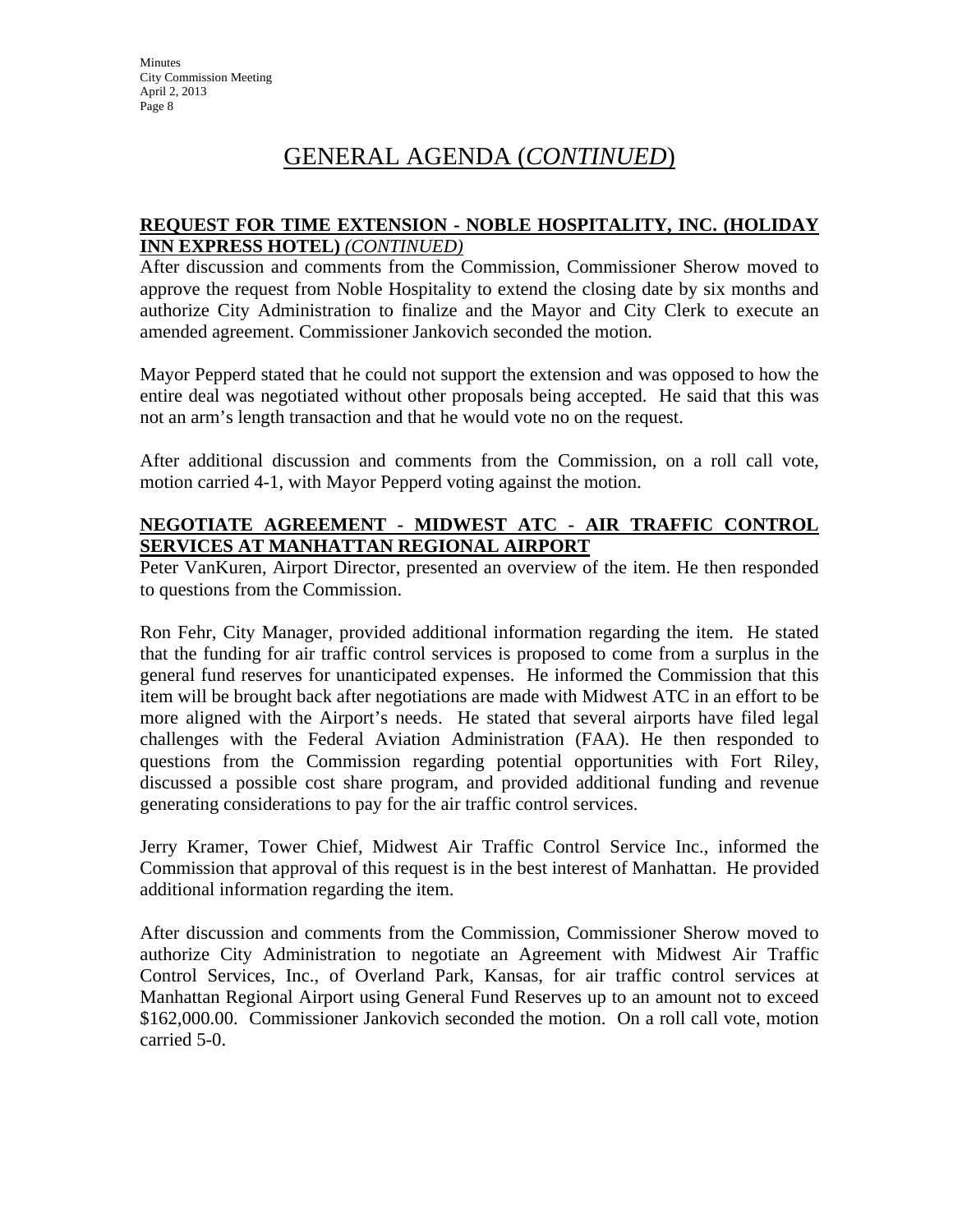# GENERAL AGENDA (*CONTINUED*)

**REQUEST FOR TIME EXTENSION - NOBLE HOSPITALITY, INC. (HOLIDAY INN EXPRESS HOTEL)** ***(CONTINUED)***

After discussion and comments from the Commission, Commissioner Sherow moved to approve the request from Noble Hospitality to extend the closing date by six months and authorize City Administration to finalize and the Mayor and City Clerk to execute an amended agreement. Commissioner Jankovich seconded the motion.

Mayor Pepperd stated that he could not support the extension and was opposed to how the entire deal was negotiated without other proposals being accepted. He said that this was not an arm's length transaction and that he would vote no on the request.

After additional discussion and comments from the Commission, on a roll call vote, motion carried 4-1, with Mayor Pepperd voting against the motion.

**NEGOTIATE AGREEMENT - MIDWEST ATC - AIR TRAFFIC CONTROL SERVICES AT MANHATTAN REGIONAL AIRPORT**

Peter VanKuren, Airport Director, presented an overview of the item. He then responded to questions from the Commission.

Ron Fehr, City Manager, provided additional information regarding the item. He stated that the funding for air traffic control services is proposed to come from a surplus in the general fund reserves for unanticipated expenses. He informed the Commission that this item will be brought back after negotiations are made with Midwest ATC in an effort to be more aligned with the Airport's needs. He stated that several airports have filed legal challenges with the Federal Aviation Administration (FAA). He then responded to questions from the Commission regarding potential opportunities with Fort Riley, discussed a possible cost share program, and provided additional funding and revenue generating considerations to pay for the air traffic control services.

Jerry Kramer, Tower Chief, Midwest Air Traffic Control Service Inc., informed the Commission that approval of this request is in the best interest of Manhattan. He provided additional information regarding the item.

After discussion and comments from the Commission, Commissioner Sherow moved to authorize City Administration to negotiate an Agreement with Midwest Air Traffic Control Services, Inc., of Overland Park, Kansas, for air traffic control services at Manhattan Regional Airport using General Fund Reserves up to an amount not to exceed $162,000.00. Commissioner Jankovich seconded the motion. On a roll call vote, motion carried 5-0.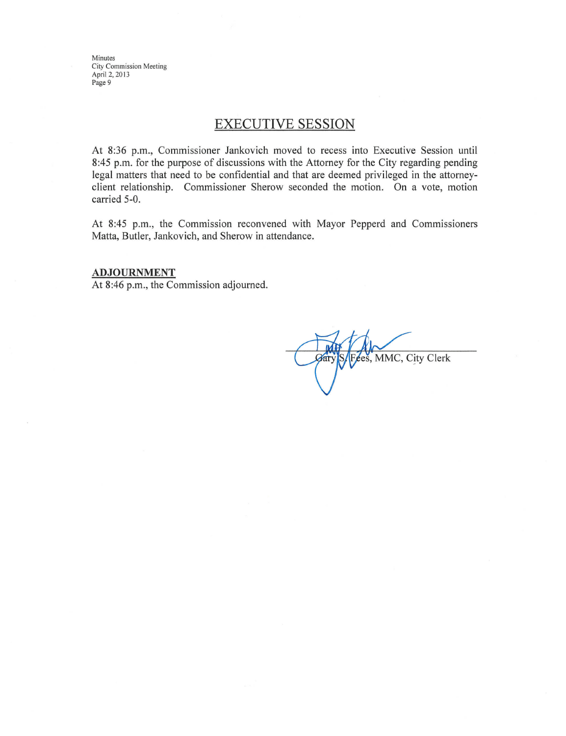## EXECUTIVE SESSION

At 8:36 p.m., Commissioner Jankovich moved to recess into Executive Session until 8:45 p.m. for the purpose of discussions with the Attorney for the City regarding pending legal matters that need to be confidential and that are deemed privileged in the attorney-client relationship. Commissioner Sherow seconded the motion. On a vote, motion carried 5-0.

At 8:45 p.m., the Commission reconvened with Mayor Pepperd and Commissioners Matta, Butler, Jankovich, and Sherow in attendance.

**ADJOURNMENT**

At 8:46 p.m., the Commission adjourned.

Gary S. Fees, MMC, City Clerk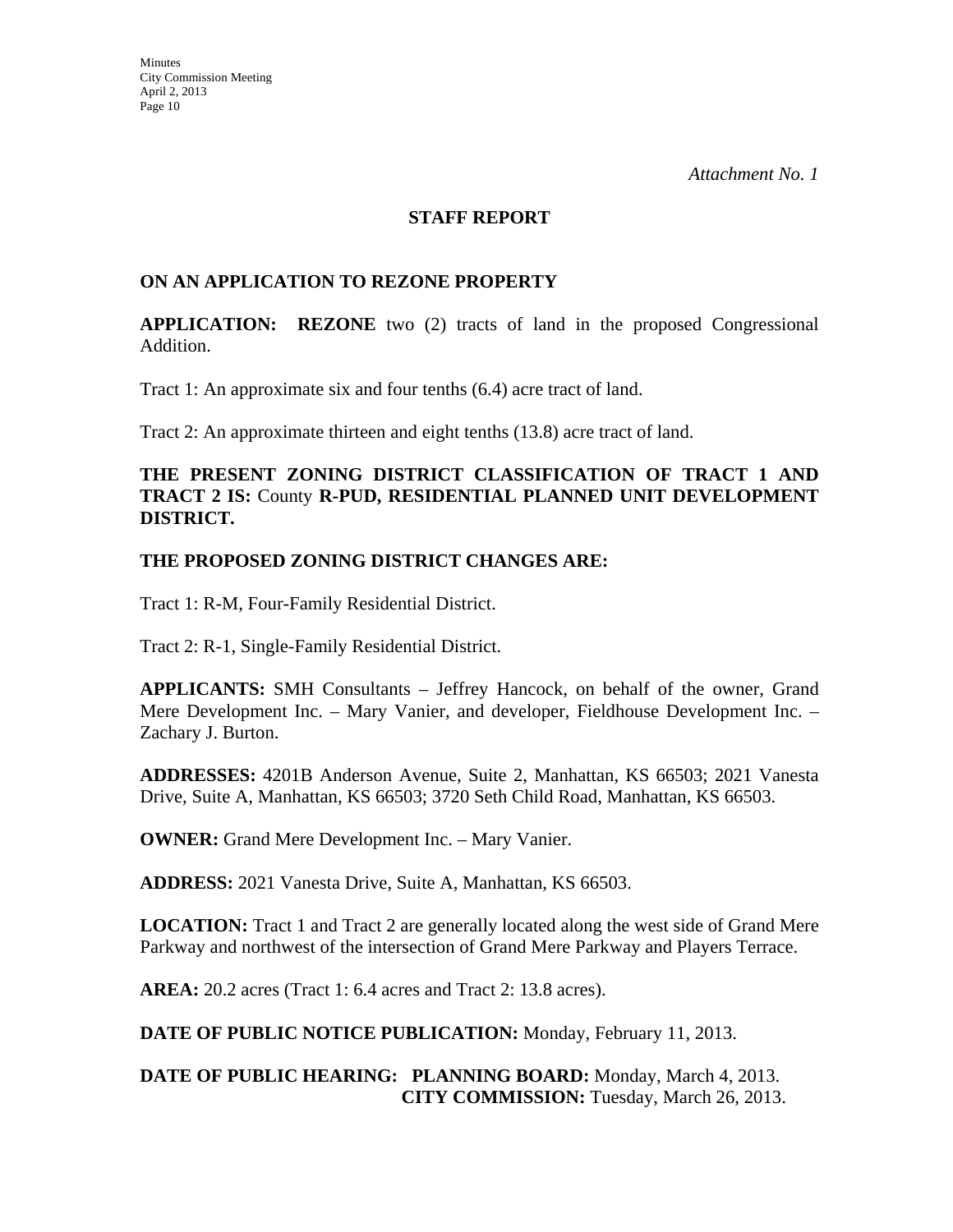*Attachment No. 1*

## STAFF REPORT

### ON AN APPLICATION TO REZONE PROPERTY

**APPLICATION:** **REZONE** two (2) tracts of land in the proposed Congressional Addition.

Tract 1: An approximate six and four tenths (6.4) acre tract of land.

Tract 2: An approximate thirteen and eight tenths (13.8) acre tract of land.

**THE PRESENT ZONING DISTRICT CLASSIFICATION OF TRACT 1 AND TRACT 2 IS:** County **R-PUD, RESIDENTIAL PLANNED UNIT DEVELOPMENT DISTRICT.**

**THE PROPOSED ZONING DISTRICT CHANGES ARE:**

Tract 1: R-M, Four-Family Residential District.

Tract 2: R-1, Single-Family Residential District.

**APPLICANTS:** SMH Consultants – Jeffrey Hancock, on behalf of the owner, Grand Mere Development Inc. – Mary Vanier, and developer, Fieldhouse Development Inc. – Zachary J. Burton.

**ADDRESSES:** 4201B Anderson Avenue, Suite 2, Manhattan, KS 66503; 2021 Vanesta Drive, Suite A, Manhattan, KS 66503; 3720 Seth Child Road, Manhattan, KS 66503.

**OWNER:** Grand Mere Development Inc. – Mary Vanier.

**ADDRESS:** 2021 Vanesta Drive, Suite A, Manhattan, KS 66503.

**LOCATION:** Tract 1 and Tract 2 are generally located along the west side of Grand Mere Parkway and northwest of the intersection of Grand Mere Parkway and Players Terrace.

**AREA:** 20.2 acres (Tract 1: 6.4 acres and Tract 2: 13.8 acres).

**DATE OF PUBLIC NOTICE PUBLICATION:** Monday, February 11, 2013.

**DATE OF PUBLIC HEARING:** **PLANNING BOARD:** Monday, March 4, 2013.
**CITY COMMISSION:** Tuesday, March 26, 2013.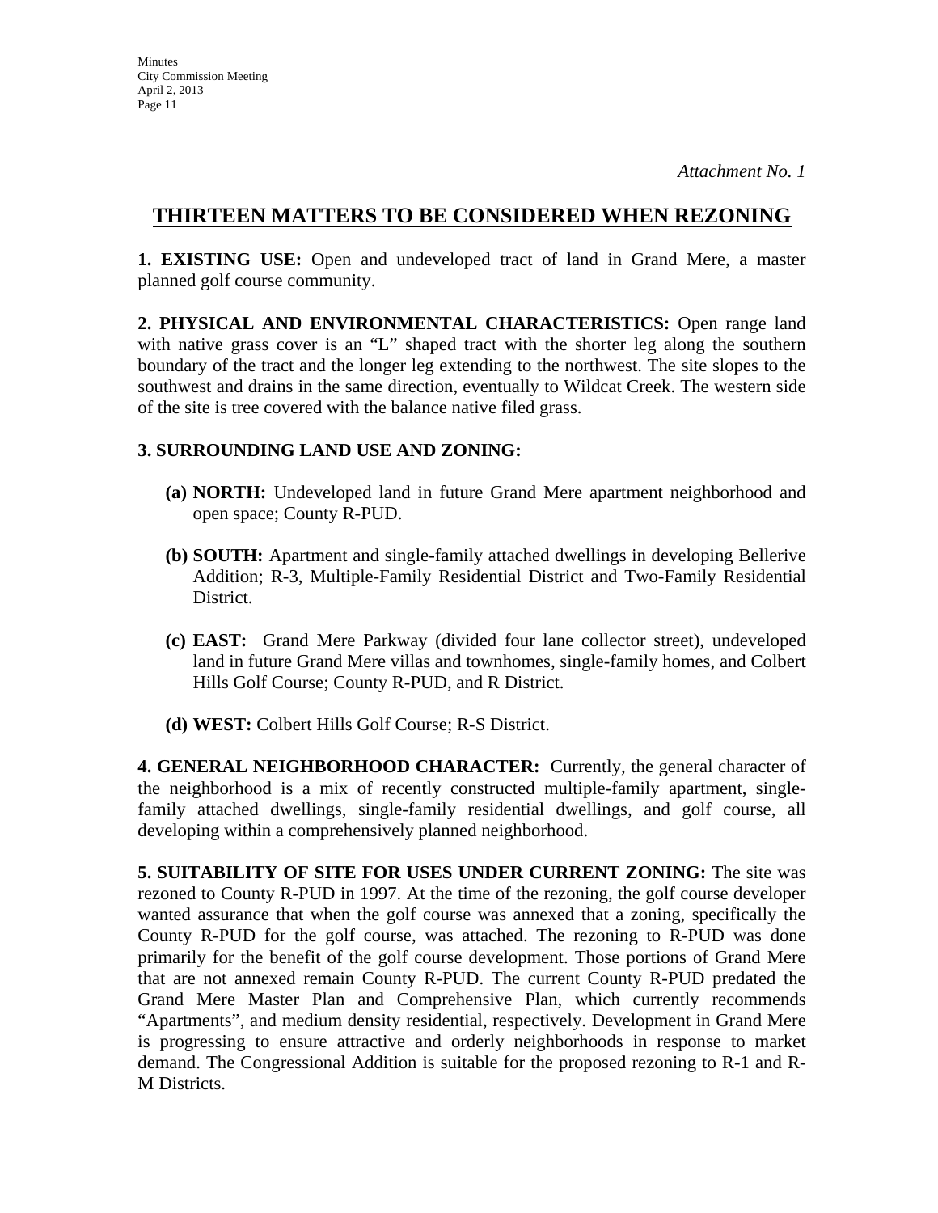*Attachment No. 1*

## THIRTEEN MATTERS TO BE CONSIDERED WHEN REZONING

**1. EXISTING USE:** Open and undeveloped tract of land in Grand Mere, a master planned golf course community.

**2. PHYSICAL AND ENVIRONMENTAL CHARACTERISTICS:** Open range land with native grass cover is an "L" shaped tract with the shorter leg along the southern boundary of the tract and the longer leg extending to the northwest. The site slopes to the southwest and drains in the same direction, eventually to Wildcat Creek. The western side of the site is tree covered with the balance native filed grass.

**3. SURROUNDING LAND USE AND ZONING:**

- **(a) NORTH:** Undeveloped land in future Grand Mere apartment neighborhood and open space; County R-PUD.
- **(b) SOUTH:** Apartment and single-family attached dwellings in developing Bellerive Addition; R-3, Multiple-Family Residential District and Two-Family Residential District.
- **(c) EAST:** Grand Mere Parkway (divided four lane collector street), undeveloped land in future Grand Mere villas and townhomes, single-family homes, and Colbert Hills Golf Course; County R-PUD, and R District.
- **(d) WEST:** Colbert Hills Golf Course; R-S District.

**4. GENERAL NEIGHBORHOOD CHARACTER:** Currently, the general character of the neighborhood is a mix of recently constructed multiple-family apartment, single-family attached dwellings, single-family residential dwellings, and golf course, all developing within a comprehensively planned neighborhood.

**5. SUITABILITY OF SITE FOR USES UNDER CURRENT ZONING:** The site was rezoned to County R-PUD in 1997. At the time of the rezoning, the golf course developer wanted assurance that when the golf course was annexed that a zoning, specifically the County R-PUD for the golf course, was attached. The rezoning to R-PUD was done primarily for the benefit of the golf course development. Those portions of Grand Mere that are not annexed remain County R-PUD. The current County R-PUD predated the Grand Mere Master Plan and Comprehensive Plan, which currently recommends "Apartments", and medium density residential, respectively. Development in Grand Mere is progressing to ensure attractive and orderly neighborhoods in response to market demand. The Congressional Addition is suitable for the proposed rezoning to R-1 and R-M Districts.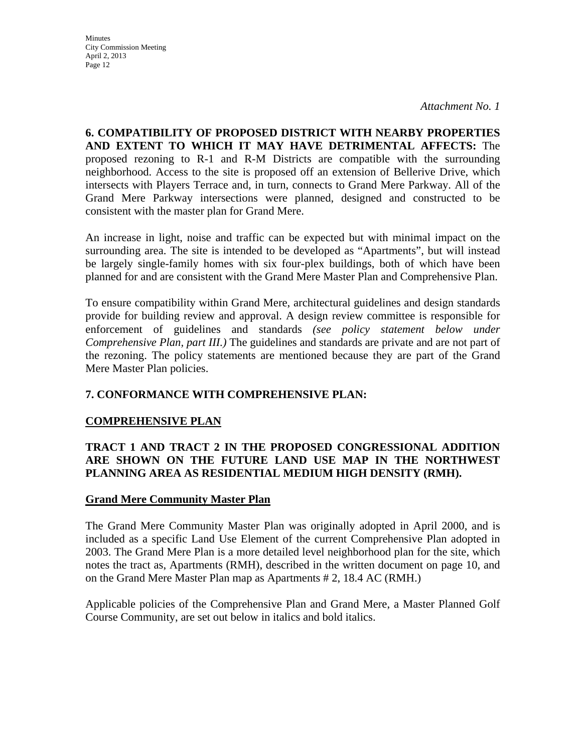*Attachment No. 1*

**6. COMPATIBILITY OF PROPOSED DISTRICT WITH NEARBY PROPERTIES AND EXTENT TO WHICH IT MAY HAVE DETRIMENTAL AFFECTS:** The proposed rezoning to R-1 and R-M Districts are compatible with the surrounding neighborhood. Access to the site is proposed off an extension of Bellerive Drive, which intersects with Players Terrace and, in turn, connects to Grand Mere Parkway. All of the Grand Mere Parkway intersections were planned, designed and constructed to be consistent with the master plan for Grand Mere.

An increase in light, noise and traffic can be expected but with minimal impact on the surrounding area. The site is intended to be developed as "Apartments", but will instead be largely single-family homes with six four-plex buildings, both of which have been planned for and are consistent with the Grand Mere Master Plan and Comprehensive Plan.

To ensure compatibility within Grand Mere, architectural guidelines and design standards provide for building review and approval. A design review committee is responsible for enforcement of guidelines and standards *(see policy statement below under Comprehensive Plan, part III.)* The guidelines and standards are private and are not part of the rezoning. The policy statements are mentioned because they are part of the Grand Mere Master Plan policies.

**7. CONFORMANCE WITH COMPREHENSIVE PLAN:**

**<u>COMPREHENSIVE PLAN</u>**

**TRACT 1 AND TRACT 2 IN THE PROPOSED CONGRESSIONAL ADDITION ARE SHOWN ON THE FUTURE LAND USE MAP IN THE NORTHWEST PLANNING AREA AS RESIDENTIAL MEDIUM HIGH DENSITY (RMH).**

**<u>Grand Mere Community Master Plan</u>**

The Grand Mere Community Master Plan was originally adopted in April 2000, and is included as a specific Land Use Element of the current Comprehensive Plan adopted in 2003. The Grand Mere Plan is a more detailed level neighborhood plan for the site, which notes the tract as, Apartments (RMH), described in the written document on page 10, and on the Grand Mere Master Plan map as Apartments # 2, 18.4 AC (RMH.)

Applicable policies of the Comprehensive Plan and Grand Mere, a Master Planned Golf Course Community, are set out below in italics and bold italics.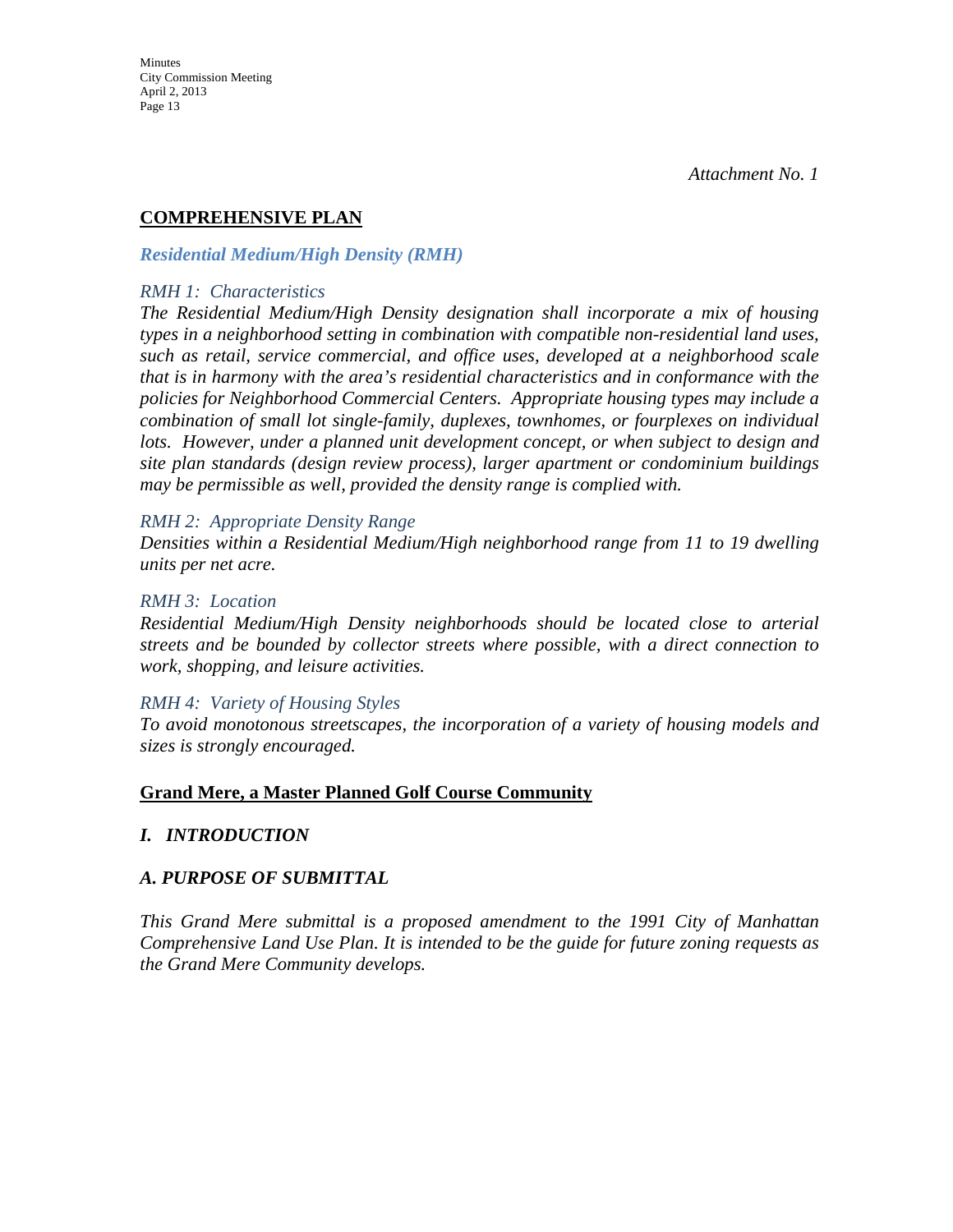*Attachment No. 1*

## COMPREHENSIVE PLAN

### *Residential Medium/High Density (RMH)*

*RMH 1: Characteristics*

*The Residential Medium/High Density designation shall incorporate a mix of housing types in a neighborhood setting in combination with compatible non-residential land uses, such as retail, service commercial, and office uses, developed at a neighborhood scale that is in harmony with the area's residential characteristics and in conformance with the policies for Neighborhood Commercial Centers. Appropriate housing types may include a combination of small lot single-family, duplexes, townhomes, or fourplexes on individual lots. However, under a planned unit development concept, or when subject to design and site plan standards (design review process), larger apartment or condominium buildings may be permissible as well, provided the density range is complied with.*

*RMH 2: Appropriate Density Range*

*Densities within a Residential Medium/High neighborhood range from 11 to 19 dwelling units per net acre.*

*RMH 3: Location*

*Residential Medium/High Density neighborhoods should be located close to arterial streets and be bounded by collector streets where possible, with a direct connection to work, shopping, and leisure activities.*

*RMH 4: Variety of Housing Styles*

*To avoid monotonous streetscapes, the incorporation of a variety of housing models and sizes is strongly encouraged.*

## Grand Mere, a Master Planned Golf Course Community

### *I. INTRODUCTION*

### *A. PURPOSE OF SUBMITTAL*

*This Grand Mere submittal is a proposed amendment to the 1991 City of Manhattan Comprehensive Land Use Plan. It is intended to be the guide for future zoning requests as the Grand Mere Community develops.*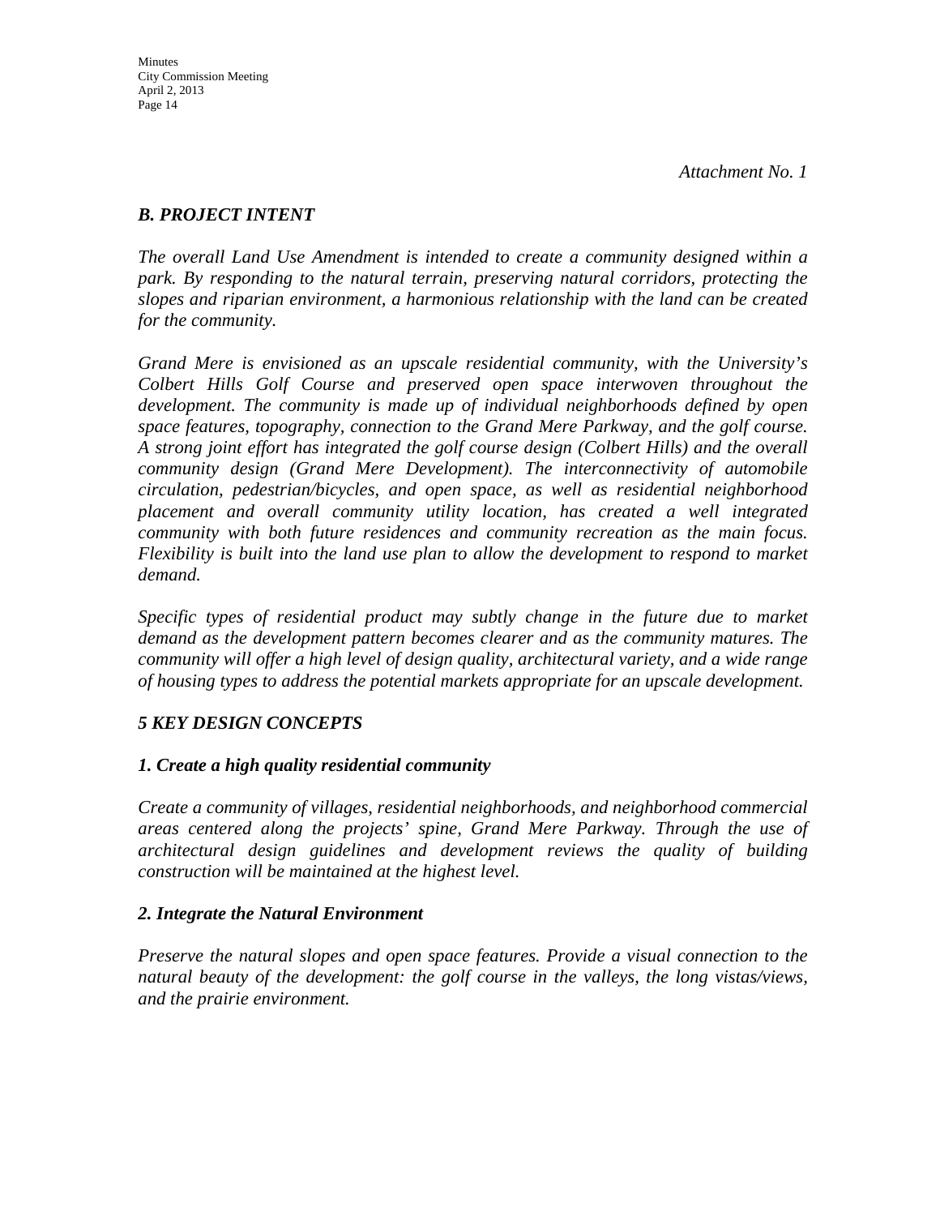*Attachment No. 1*

## *B. PROJECT INTENT*

*The overall Land Use Amendment is intended to create a community designed within a park. By responding to the natural terrain, preserving natural corridors, protecting the slopes and riparian environment, a harmonious relationship with the land can be created for the community.*

*Grand Mere is envisioned as an upscale residential community, with the University's Colbert Hills Golf Course and preserved open space interwoven throughout the development. The community is made up of individual neighborhoods defined by open space features, topography, connection to the Grand Mere Parkway, and the golf course. A strong joint effort has integrated the golf course design (Colbert Hills) and the overall community design (Grand Mere Development). The interconnectivity of automobile circulation, pedestrian/bicycles, and open space, as well as residential neighborhood placement and overall community utility location, has created a well integrated community with both future residences and community recreation as the main focus. Flexibility is built into the land use plan to allow the development to respond to market demand.*

*Specific types of residential product may subtly change in the future due to market demand as the development pattern becomes clearer and as the community matures. The community will offer a high level of design quality, architectural variety, and a wide range of housing types to address the potential markets appropriate for an upscale development.*

### *5 KEY DESIGN CONCEPTS*

#### *1. Create a high quality residential community*

*Create a community of villages, residential neighborhoods, and neighborhood commercial areas centered along the projects' spine, Grand Mere Parkway. Through the use of architectural design guidelines and development reviews the quality of building construction will be maintained at the highest level.*

#### *2. Integrate the Natural Environment*

*Preserve the natural slopes and open space features. Provide a visual connection to the natural beauty of the development: the golf course in the valleys, the long vistas/views, and the prairie environment.*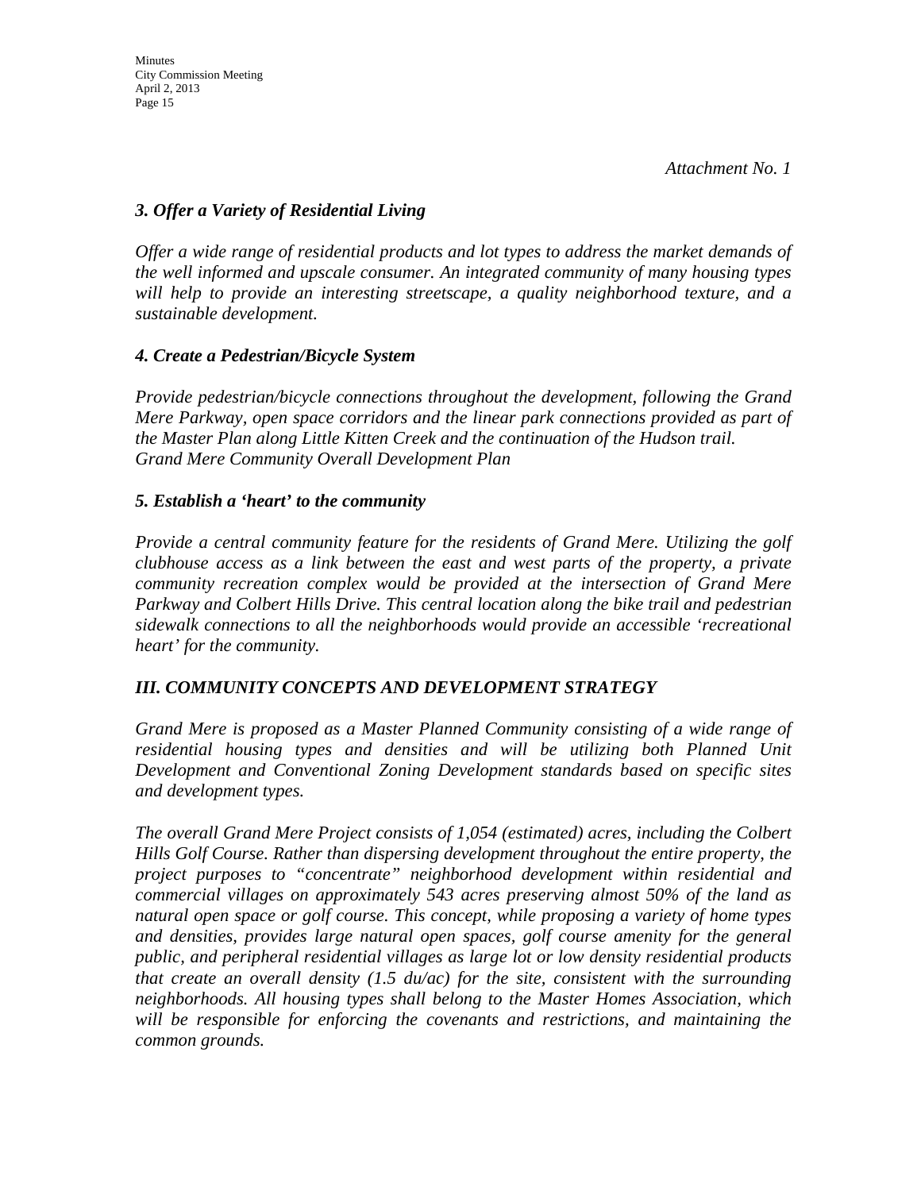*Attachment No. 1*

### *3. Offer a Variety of Residential Living*

*Offer a wide range of residential products and lot types to address the market demands of the well informed and upscale consumer. An integrated community of many housing types will help to provide an interesting streetscape, a quality neighborhood texture, and a sustainable development.*

### *4. Create a Pedestrian/Bicycle System*

*Provide pedestrian/bicycle connections throughout the development, following the Grand Mere Parkway, open space corridors and the linear park connections provided as part of the Master Plan along Little Kitten Creek and the continuation of the Hudson trail.*
*Grand Mere Community Overall Development Plan*

### *5. Establish a 'heart' to the community*

*Provide a central community feature for the residents of Grand Mere. Utilizing the golf clubhouse access as a link between the east and west parts of the property, a private community recreation complex would be provided at the intersection of Grand Mere Parkway and Colbert Hills Drive. This central location along the bike trail and pedestrian sidewalk connections to all the neighborhoods would provide an accessible 'recreational heart' for the community.*

## *III. COMMUNITY CONCEPTS AND DEVELOPMENT STRATEGY*

*Grand Mere is proposed as a Master Planned Community consisting of a wide range of residential housing types and densities and will be utilizing both Planned Unit Development and Conventional Zoning Development standards based on specific sites and development types.*

*The overall Grand Mere Project consists of 1,054 (estimated) acres, including the Colbert Hills Golf Course. Rather than dispersing development throughout the entire property, the project purposes to "concentrate" neighborhood development within residential and commercial villages on approximately 543 acres preserving almost 50% of the land as natural open space or golf course. This concept, while proposing a variety of home types and densities, provides large natural open spaces, golf course amenity for the general public, and peripheral residential villages as large lot or low density residential products that create an overall density (1.5 du/ac) for the site, consistent with the surrounding neighborhoods. All housing types shall belong to the Master Homes Association, which will be responsible for enforcing the covenants and restrictions, and maintaining the common grounds.*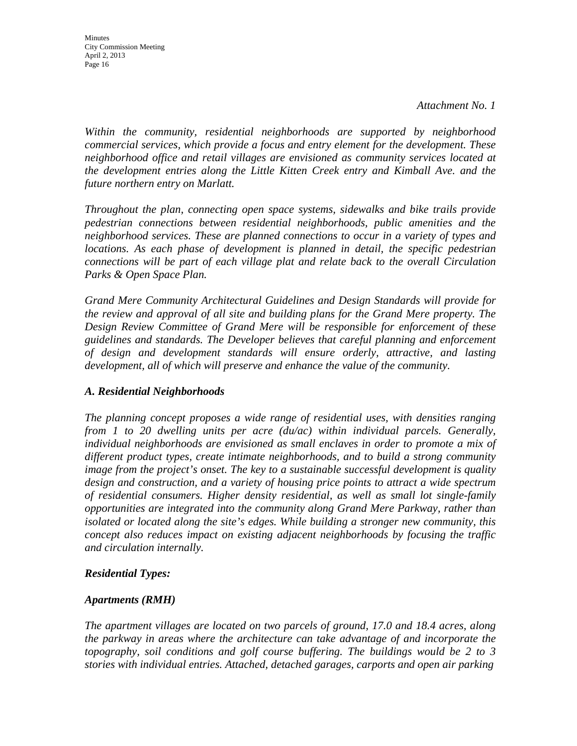*Attachment No. 1*

*Within the community, residential neighborhoods are supported by neighborhood commercial services, which provide a focus and entry element for the development. These neighborhood office and retail villages are envisioned as community services located at the development entries along the Little Kitten Creek entry and Kimball Ave. and the future northern entry on Marlatt.*

*Throughout the plan, connecting open space systems, sidewalks and bike trails provide pedestrian connections between residential neighborhoods, public amenities and the neighborhood services. These are planned connections to occur in a variety of types and locations. As each phase of development is planned in detail, the specific pedestrian connections will be part of each village plat and relate back to the overall Circulation Parks & Open Space Plan.*

*Grand Mere Community Architectural Guidelines and Design Standards will provide for the review and approval of all site and building plans for the Grand Mere property. The Design Review Committee of Grand Mere will be responsible for enforcement of these guidelines and standards. The Developer believes that careful planning and enforcement of design and development standards will ensure orderly, attractive, and lasting development, all of which will preserve and enhance the value of the community.*

### *A. Residential Neighborhoods*

*The planning concept proposes a wide range of residential uses, with densities ranging from 1 to 20 dwelling units per acre (du/ac) within individual parcels. Generally, individual neighborhoods are envisioned as small enclaves in order to promote a mix of different product types, create intimate neighborhoods, and to build a strong community image from the project's onset. The key to a sustainable successful development is quality design and construction, and a variety of housing price points to attract a wide spectrum of residential consumers. Higher density residential, as well as small lot single-family opportunities are integrated into the community along Grand Mere Parkway, rather than isolated or located along the site's edges. While building a stronger new community, this concept also reduces impact on existing adjacent neighborhoods by focusing the traffic and circulation internally.*

***Residential Types:***

***Apartments (RMH)***

*The apartment villages are located on two parcels of ground, 17.0 and 18.4 acres, along the parkway in areas where the architecture can take advantage of and incorporate the topography, soil conditions and golf course buffering. The buildings would be 2 to 3 stories with individual entries. Attached, detached garages, carports and open air parking*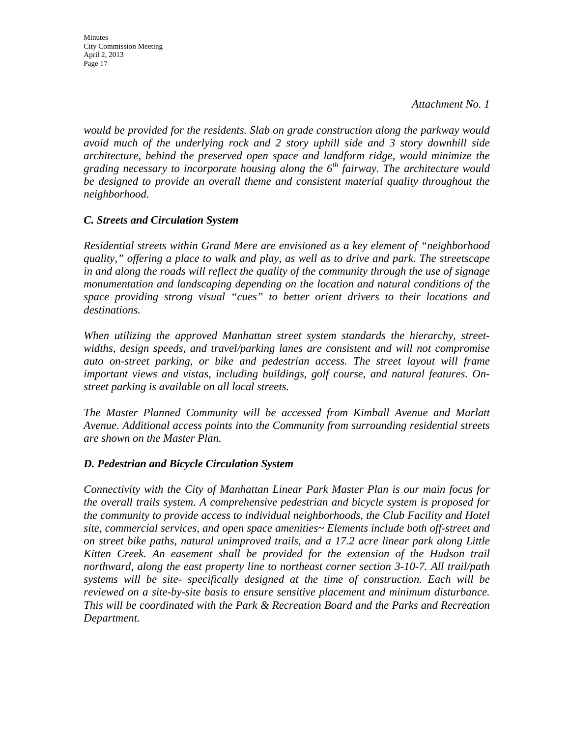*Attachment No. 1*

*would be provided for the residents. Slab on grade construction along the parkway would avoid much of the underlying rock and 2 story uphill side and 3 story downhill side architecture, behind the preserved open space and landform ridge, would minimize the grading necessary to incorporate housing along the 6th fairway. The architecture would be designed to provide an overall theme and consistent material quality throughout the neighborhood.*

### *C. Streets and Circulation System*

*Residential streets within Grand Mere are envisioned as a key element of "neighborhood quality," offering a place to walk and play, as well as to drive and park. The streetscape in and along the roads will reflect the quality of the community through the use of signage monumentation and landscaping depending on the location and natural conditions of the space providing strong visual "cues" to better orient drivers to their locations and destinations.*

*When utilizing the approved Manhattan street system standards the hierarchy, street-widths, design speeds, and travel/parking lanes are consistent and will not compromise auto on-street parking, or bike and pedestrian access. The street layout will frame important views and vistas, including buildings, golf course, and natural features. On-street parking is available on all local streets.*

*The Master Planned Community will be accessed from Kimball Avenue and Marlatt Avenue. Additional access points into the Community from surrounding residential streets are shown on the Master Plan.*

### *D. Pedestrian and Bicycle Circulation System*

*Connectivity with the City of Manhattan Linear Park Master Plan is our main focus for the overall trails system. A comprehensive pedestrian and bicycle system is proposed for the community to provide access to individual neighborhoods, the Club Facility and Hotel site, commercial services, and open space amenities~ Elements include both off-street and on street bike paths, natural unimproved trails, and a 17.2 acre linear park along Little Kitten Creek. An easement shall be provided for the extension of the Hudson trail northward, along the east property line to northeast corner section 3-10-7. All trail/path systems will be site- specifically designed at the time of construction. Each will be reviewed on a site-by-site basis to ensure sensitive placement and minimum disturbance. This will be coordinated with the Park & Recreation Board and the Parks and Recreation Department.*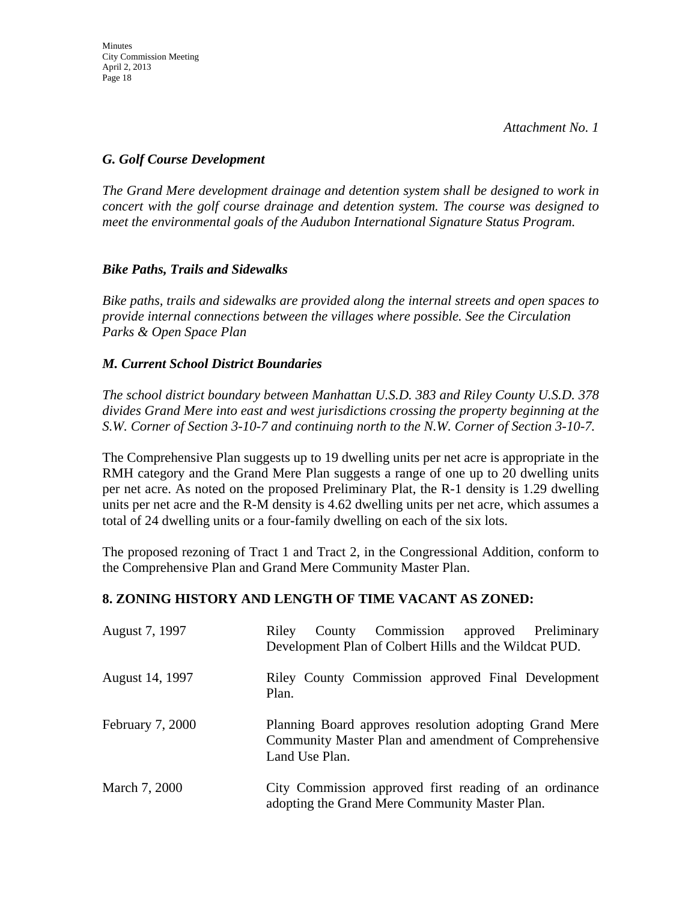*Attachment No. 1*

### *G. Golf Course Development*

*The Grand Mere development drainage and detention system shall be designed to work in concert with the golf course drainage and detention system. The course was designed to meet the environmental goals of the Audubon International Signature Status Program.*

### *Bike Paths, Trails and Sidewalks*

*Bike paths, trails and sidewalks are provided along the internal streets and open spaces to provide internal connections between the villages where possible. See the Circulation Parks & Open Space Plan*

### *M. Current School District Boundaries*

*The school district boundary between Manhattan U.S.D. 383 and Riley County U.S.D. 378 divides Grand Mere into east and west jurisdictions crossing the property beginning at the S.W. Corner of Section 3-10-7 and continuing north to the N.W. Corner of Section 3-10-7.*

The Comprehensive Plan suggests up to 19 dwelling units per net acre is appropriate in the RMH category and the Grand Mere Plan suggests a range of one up to 20 dwelling units per net acre. As noted on the proposed Preliminary Plat, the R-1 density is 1.29 dwelling units per net acre and the R-M density is 4.62 dwelling units per net acre, which assumes a total of 24 dwelling units or a four-family dwelling on each of the six lots.

The proposed rezoning of Tract 1 and Tract 2, in the Congressional Addition, conform to the Comprehensive Plan and Grand Mere Community Master Plan.

## 8. ZONING HISTORY AND LENGTH OF TIME VACANT AS ZONED:

| | |
|---|---|
| August 7, 1997 | Riley County Commission approved Preliminary Development Plan of Colbert Hills and the Wildcat PUD. |
| August 14, 1997 | Riley County Commission approved Final Development Plan. |
| February 7, 2000 | Planning Board approves resolution adopting Grand Mere Community Master Plan and amendment of Comprehensive Land Use Plan. |
| March 7, 2000 | City Commission approved first reading of an ordinance adopting the Grand Mere Community Master Plan. |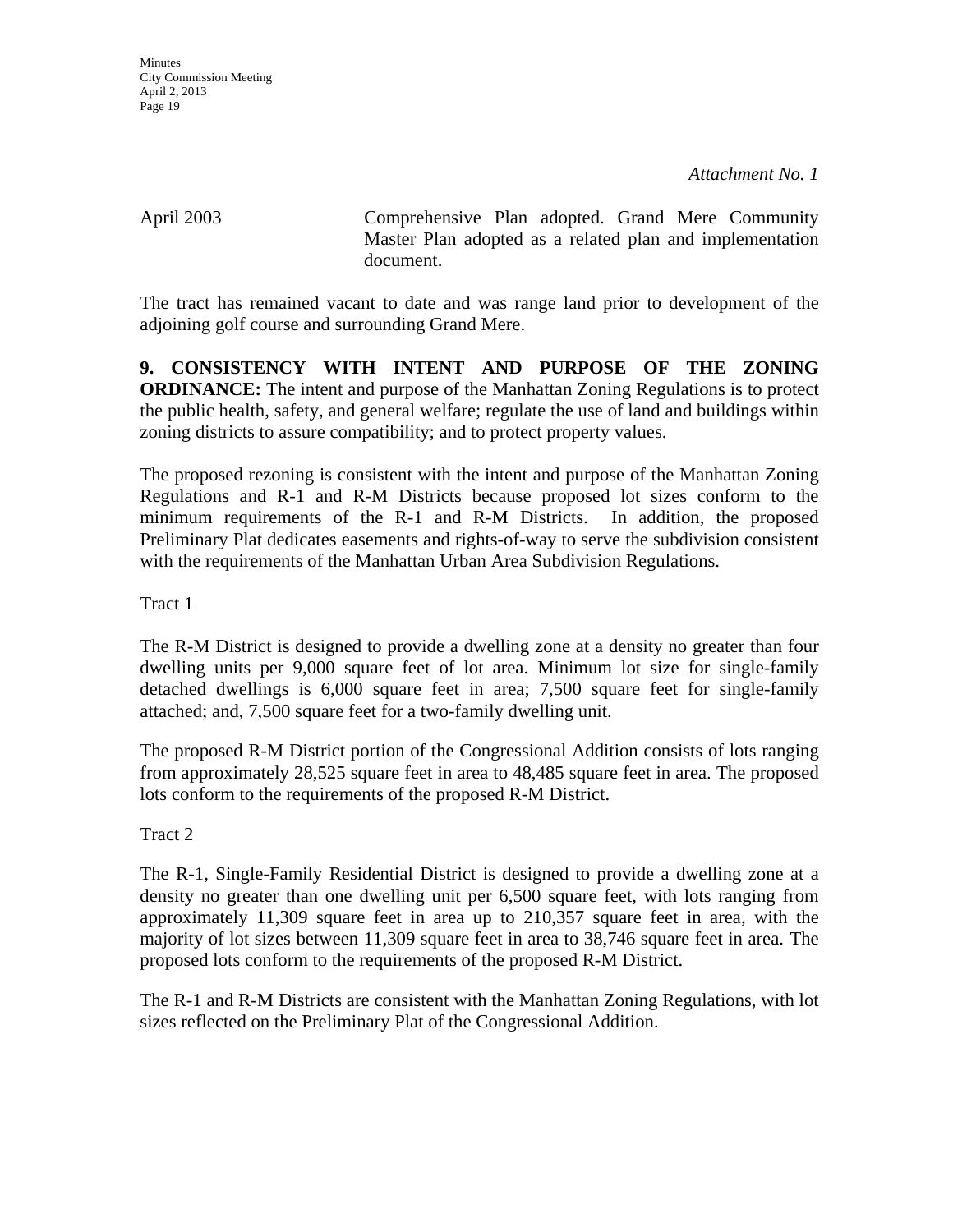*Attachment No. 1*

April 2003 Comprehensive Plan adopted. Grand Mere Community Master Plan adopted as a related plan and implementation document.

The tract has remained vacant to date and was range land prior to development of the adjoining golf course and surrounding Grand Mere.

**9. CONSISTENCY WITH INTENT AND PURPOSE OF THE ZONING ORDINANCE:** The intent and purpose of the Manhattan Zoning Regulations is to protect the public health, safety, and general welfare; regulate the use of land and buildings within zoning districts to assure compatibility; and to protect property values.

The proposed rezoning is consistent with the intent and purpose of the Manhattan Zoning Regulations and R-1 and R-M Districts because proposed lot sizes conform to the minimum requirements of the R-1 and R-M Districts. In addition, the proposed Preliminary Plat dedicates easements and rights-of-way to serve the subdivision consistent with the requirements of the Manhattan Urban Area Subdivision Regulations.

Tract 1

The R-M District is designed to provide a dwelling zone at a density no greater than four dwelling units per 9,000 square feet of lot area. Minimum lot size for single-family detached dwellings is 6,000 square feet in area; 7,500 square feet for single-family attached; and, 7,500 square feet for a two-family dwelling unit.

The proposed R-M District portion of the Congressional Addition consists of lots ranging from approximately 28,525 square feet in area to 48,485 square feet in area. The proposed lots conform to the requirements of the proposed R-M District.

Tract 2

The R-1, Single-Family Residential District is designed to provide a dwelling zone at a density no greater than one dwelling unit per 6,500 square feet, with lots ranging from approximately 11,309 square feet in area up to 210,357 square feet in area, with the majority of lot sizes between 11,309 square feet in area to 38,746 square feet in area. The proposed lots conform to the requirements of the proposed R-M District.

The R-1 and R-M Districts are consistent with the Manhattan Zoning Regulations, with lot sizes reflected on the Preliminary Plat of the Congressional Addition.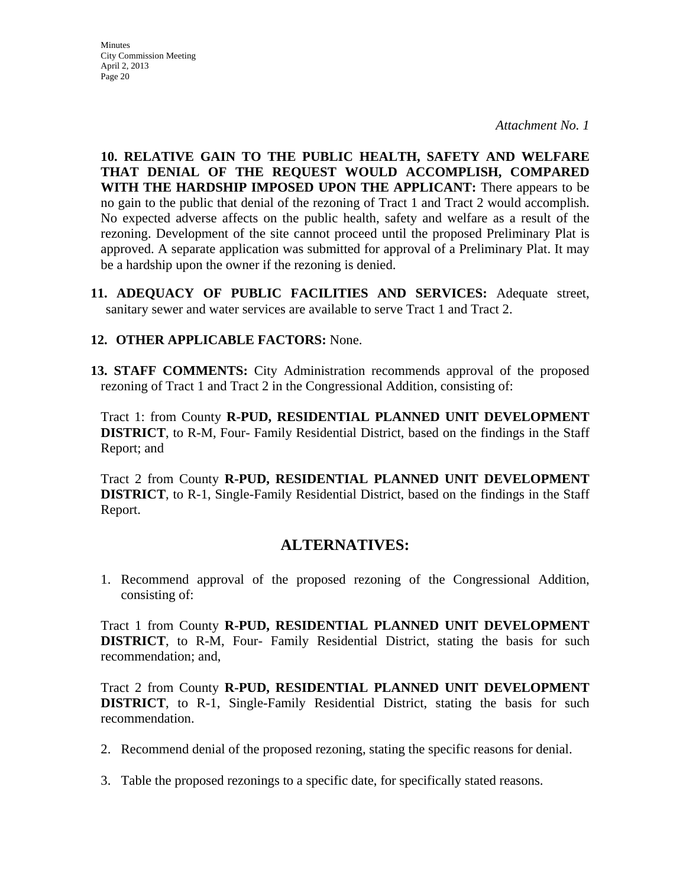*Attachment No. 1*

**10. RELATIVE GAIN TO THE PUBLIC HEALTH, SAFETY AND WELFARE THAT DENIAL OF THE REQUEST WOULD ACCOMPLISH, COMPARED WITH THE HARDSHIP IMPOSED UPON THE APPLICANT:** There appears to be no gain to the public that denial of the rezoning of Tract 1 and Tract 2 would accomplish. No expected adverse affects on the public health, safety and welfare as a result of the rezoning. Development of the site cannot proceed until the proposed Preliminary Plat is approved. A separate application was submitted for approval of a Preliminary Plat. It may be a hardship upon the owner if the rezoning is denied.

**11. ADEQUACY OF PUBLIC FACILITIES AND SERVICES:** Adequate street, sanitary sewer and water services are available to serve Tract 1 and Tract 2.

**12. OTHER APPLICABLE FACTORS:** None.

**13. STAFF COMMENTS:** City Administration recommends approval of the proposed rezoning of Tract 1 and Tract 2 in the Congressional Addition, consisting of:

Tract 1: from County **R-PUD, RESIDENTIAL PLANNED UNIT DEVELOPMENT DISTRICT**, to R-M, Four- Family Residential District, based on the findings in the Staff Report; and

Tract 2 from County **R-PUD, RESIDENTIAL PLANNED UNIT DEVELOPMENT DISTRICT**, to R-1, Single-Family Residential District, based on the findings in the Staff Report.

## ALTERNATIVES:

1. Recommend approval of the proposed rezoning of the Congressional Addition, consisting of:

Tract 1 from County **R-PUD, RESIDENTIAL PLANNED UNIT DEVELOPMENT DISTRICT**, to R-M, Four- Family Residential District, stating the basis for such recommendation; and,

Tract 2 from County **R-PUD, RESIDENTIAL PLANNED UNIT DEVELOPMENT DISTRICT**, to R-1, Single-Family Residential District, stating the basis for such recommendation.

2. Recommend denial of the proposed rezoning, stating the specific reasons for denial.

3. Table the proposed rezonings to a specific date, for specifically stated reasons.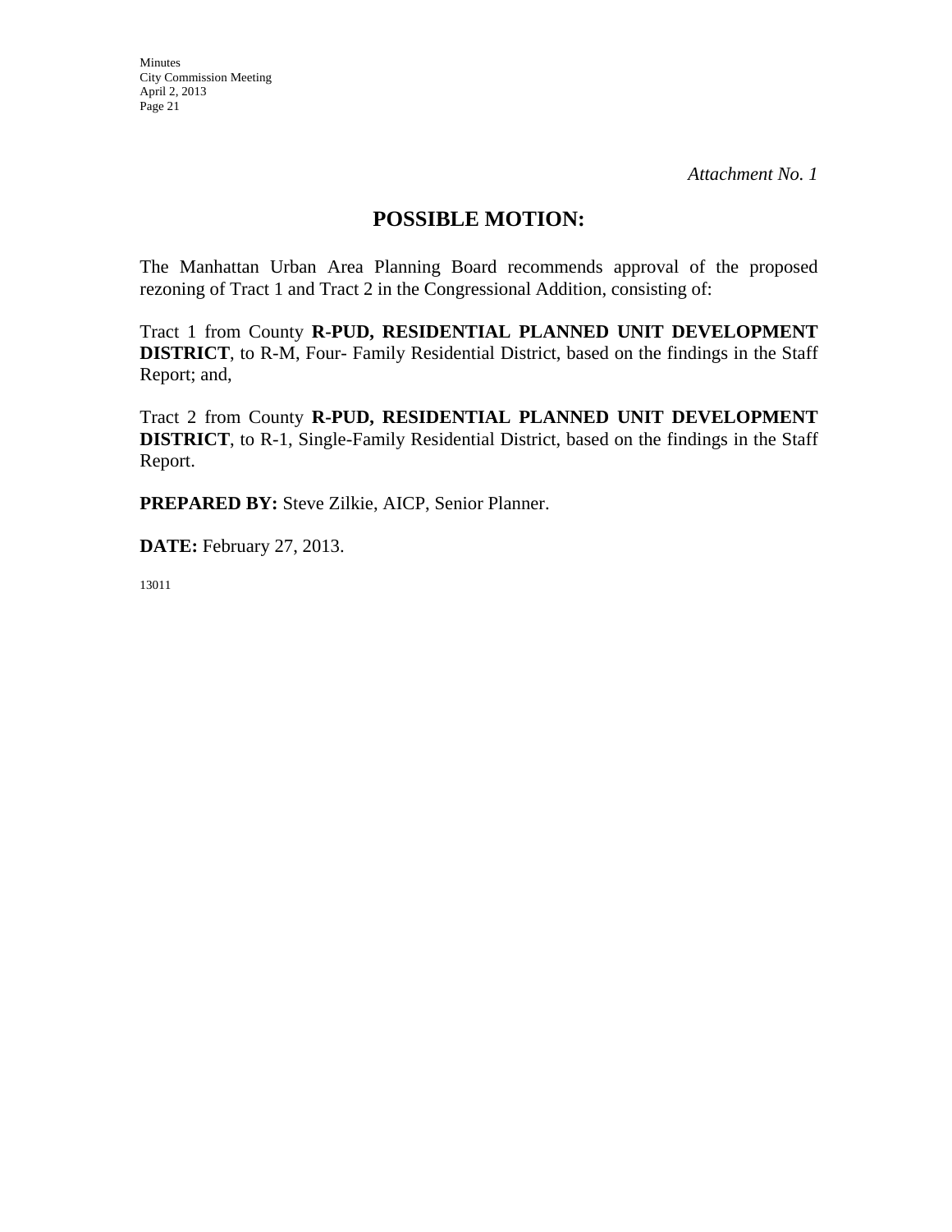*Attachment No. 1*

## POSSIBLE MOTION:

The Manhattan Urban Area Planning Board recommends approval of the proposed rezoning of Tract 1 and Tract 2 in the Congressional Addition, consisting of:

Tract 1 from County **R-PUD, RESIDENTIAL PLANNED UNIT DEVELOPMENT DISTRICT**, to R-M, Four- Family Residential District, based on the findings in the Staff Report; and,

Tract 2 from County **R-PUD, RESIDENTIAL PLANNED UNIT DEVELOPMENT DISTRICT**, to R-1, Single-Family Residential District, based on the findings in the Staff Report.

**PREPARED BY:** Steve Zilkie, AICP, Senior Planner.

**DATE:** February 27, 2013.

13011